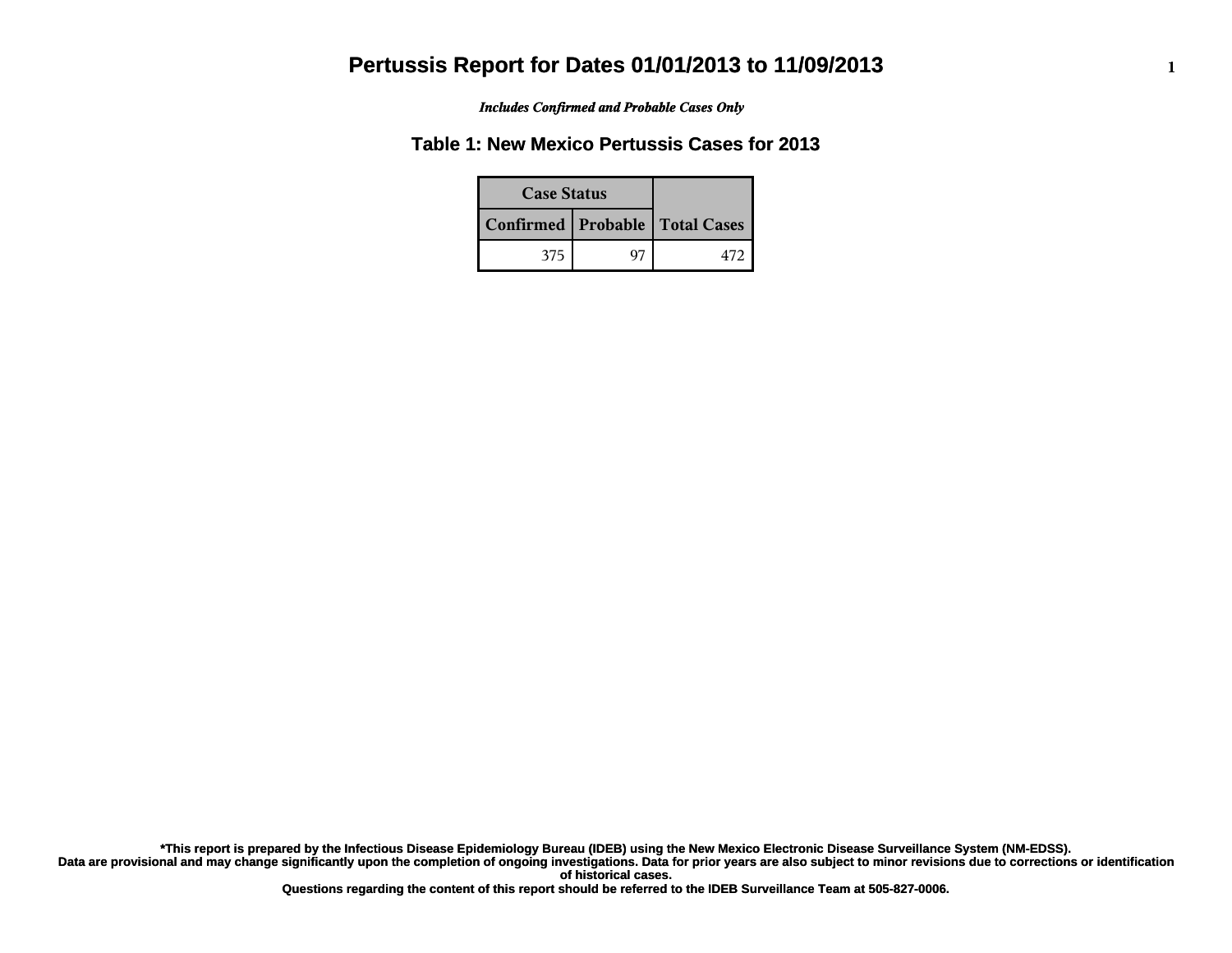# Pertussis Report for Dates 01/01/2013 to 11/09/2013

*Includes Confirmed and Probable Cases Only*

## Table 1: New Mexico Pertussis Cases for 2013

| Case Status | | Total Cases |
|---|---|---|
| Confirmed | Probable | |
| 375 | 97 | 472 |

**\*This report is prepared by the Infectious Disease Epidemiology Bureau (IDEB) using the New Mexico Electronic Disease Surveillance System (NM-EDSS).**
**Data are provisional and may change significantly upon the completion of ongoing investigations. Data for prior years are also subject to minor revisions due to corrections or identification of historical cases.**
**Questions regarding the content of this report should be referred to the IDEB Surveillance Team at 505-827-0006.**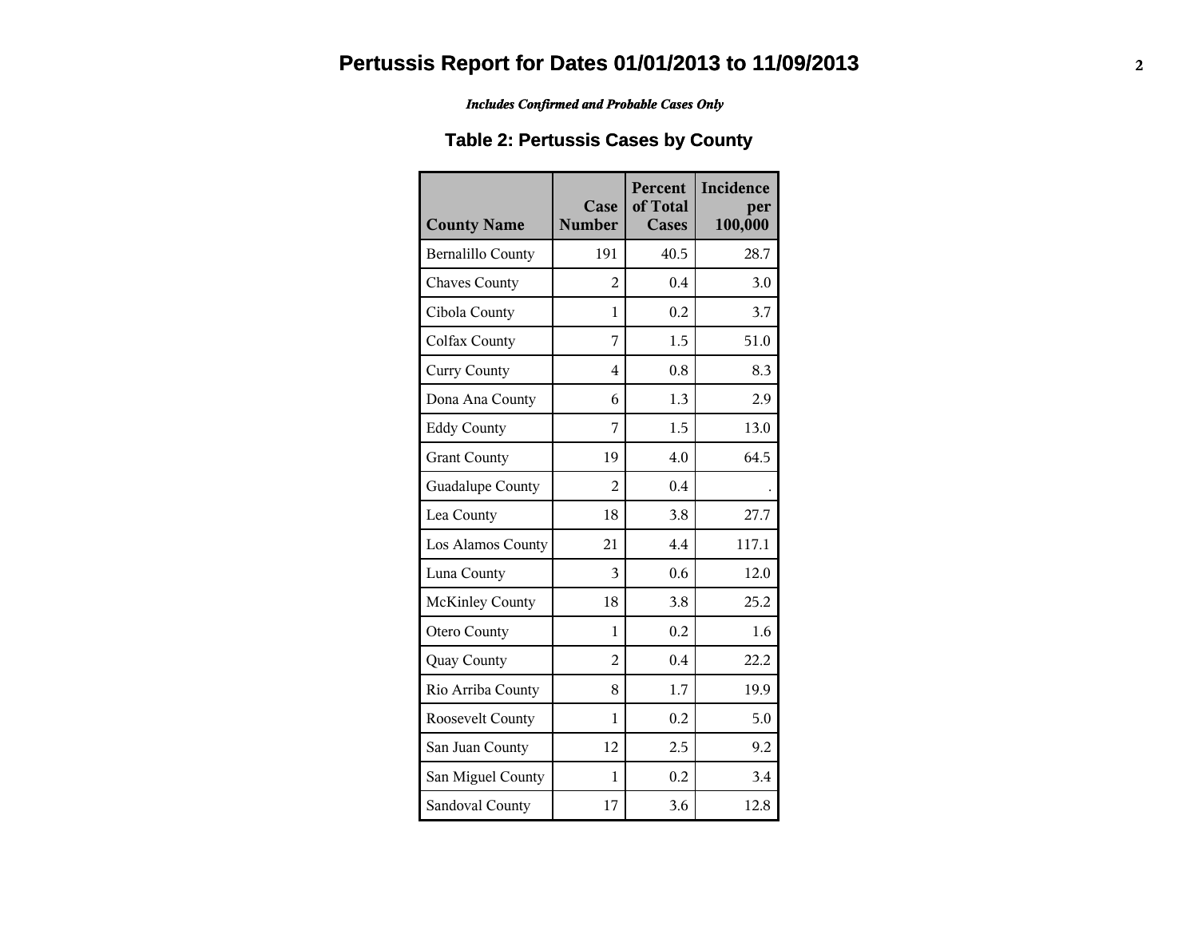# Pertussis Report for Dates 01/01/2013 to 11/09/2013

*Includes Confirmed and Probable Cases Only*

## Table 2: Pertussis Cases by County

| County Name | Case Number | Percent of Total Cases | Incidence per 100,000 |
|---|---|---|---|
| Bernalillo County | 191 | 40.5 | 28.7 |
| Chaves County | 2 | 0.4 | 3.0 |
| Cibola County | 1 | 0.2 | 3.7 |
| Colfax County | 7 | 1.5 | 51.0 |
| Curry County | 4 | 0.8 | 8.3 |
| Dona Ana County | 6 | 1.3 | 2.9 |
| Eddy County | 7 | 1.5 | 13.0 |
| Grant County | 19 | 4.0 | 64.5 |
| Guadalupe County | 2 | 0.4 | . |
| Lea County | 18 | 3.8 | 27.7 |
| Los Alamos County | 21 | 4.4 | 117.1 |
| Luna County | 3 | 0.6 | 12.0 |
| McKinley County | 18 | 3.8 | 25.2 |
| Otero County | 1 | 0.2 | 1.6 |
| Quay County | 2 | 0.4 | 22.2 |
| Rio Arriba County | 8 | 1.7 | 19.9 |
| Roosevelt County | 1 | 0.2 | 5.0 |
| San Juan County | 12 | 2.5 | 9.2 |
| San Miguel County | 1 | 0.2 | 3.4 |
| Sandoval County | 17 | 3.6 | 12.8 |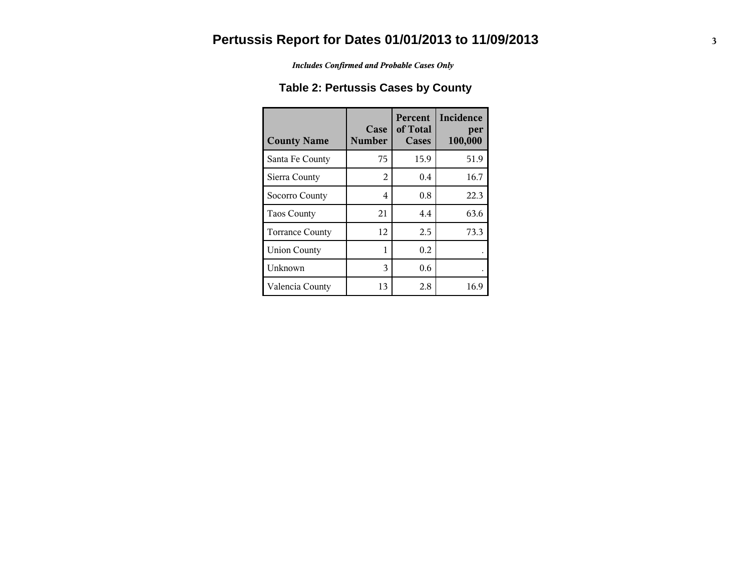# Pertussis Report for Dates 01/01/2013 to 11/09/2013

*Includes Confirmed and Probable Cases Only*

## Table 2: Pertussis Cases by County

| County Name | Case Number | Percent of Total Cases | Incidence per 100,000 |
|---|---|---|---|
| Santa Fe County | 75 | 15.9 | 51.9 |
| Sierra County | 2 | 0.4 | 16.7 |
| Socorro County | 4 | 0.8 | 22.3 |
| Taos County | 21 | 4.4 | 63.6 |
| Torrance County | 12 | 2.5 | 73.3 |
| Union County | 1 | 0.2 | . |
| Unknown | 3 | 0.6 | . |
| Valencia County | 13 | 2.8 | 16.9 |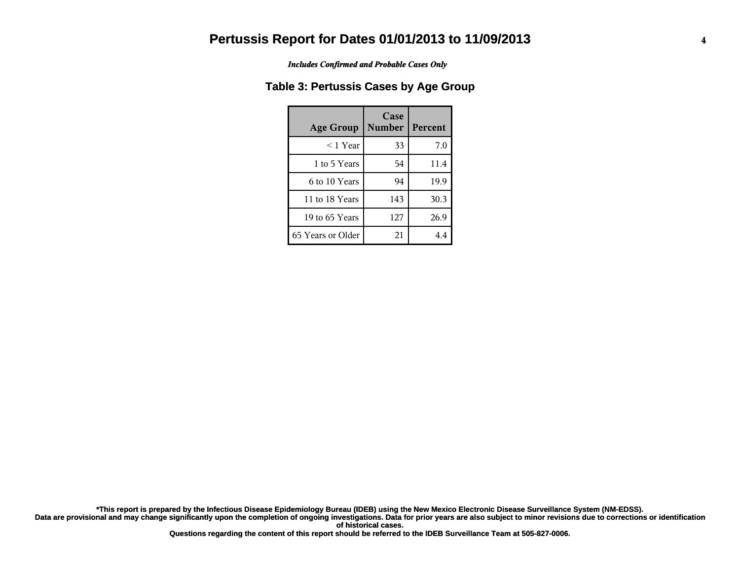# Pertussis Report for Dates 01/01/2013 to 11/09/2013

***Includes Confirmed and Probable Cases Only***

## Table 3: Pertussis Cases by Age Group

| Age Group | Case Number | Percent |
|---|---|---|
| < 1 Year | 33 | 7.0 |
| 1 to 5 Years | 54 | 11.4 |
| 6 to 10 Years | 94 | 19.9 |
| 11 to 18 Years | 143 | 30.3 |
| 19 to 65 Years | 127 | 26.9 |
| 65 Years or Older | 21 | 4.4 |

**\*This report is prepared by the Infectious Disease Epidemiology Bureau (IDEB) using the New Mexico Electronic Disease Surveillance System (NM-EDSS).**
**Data are provisional and may change significantly upon the completion of ongoing investigations. Data for prior years are also subject to minor revisions due to corrections or identification of historical cases.**
**Questions regarding the content of this report should be referred to the IDEB Surveillance Team at 505-827-0006.**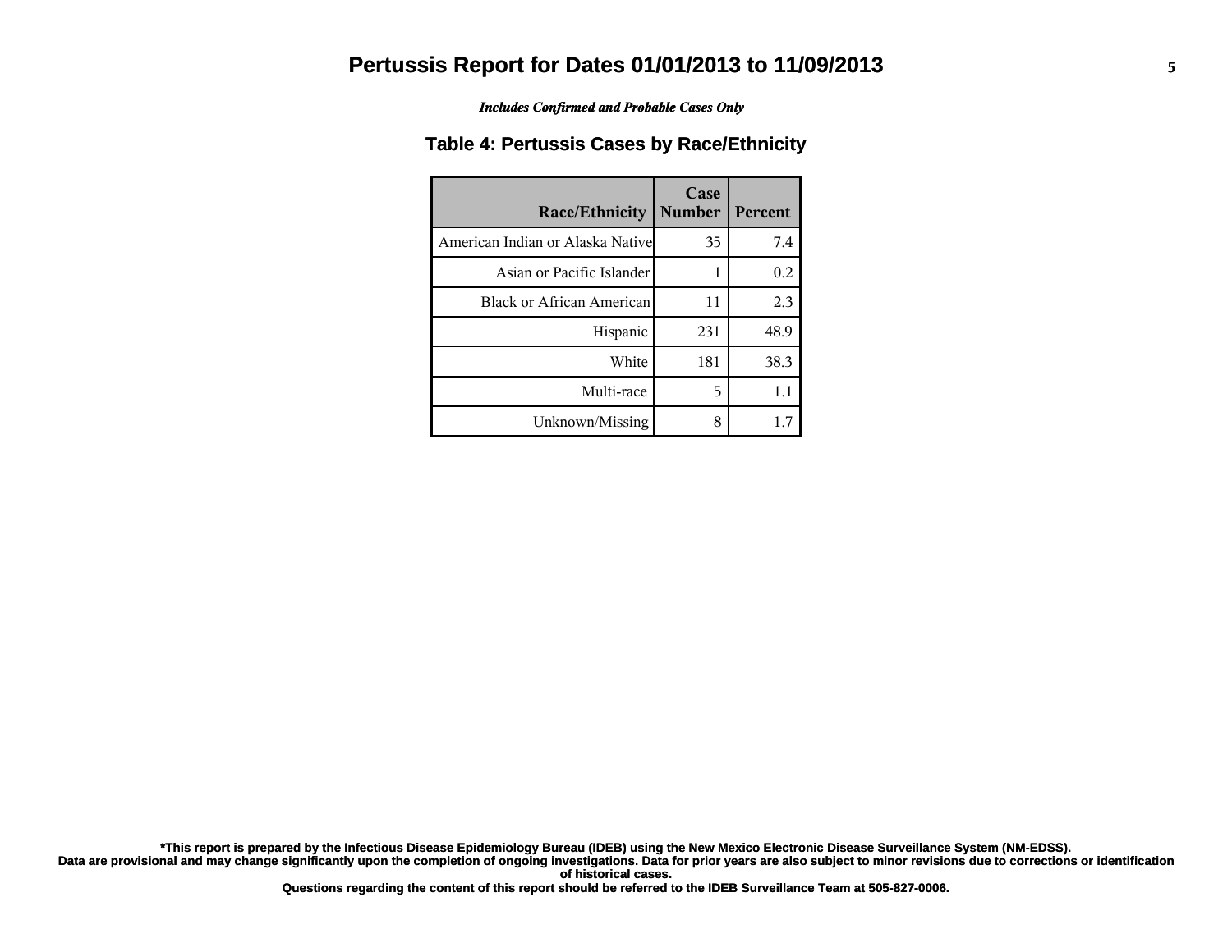# Pertussis Report for Dates 01/01/2013 to 11/09/2013

*Includes Confirmed and Probable Cases Only*

## Table 4: Pertussis Cases by Race/Ethnicity

| Race/Ethnicity | Case Number | Percent |
|---|---|---|
| American Indian or Alaska Native | 35 | 7.4 |
| Asian or Pacific Islander | 1 | 0.2 |
| Black or African American | 11 | 2.3 |
| Hispanic | 231 | 48.9 |
| White | 181 | 38.3 |
| Multi-race | 5 | 1.1 |
| Unknown/Missing | 8 | 1.7 |

**\*This report is prepared by the Infectious Disease Epidemiology Bureau (IDEB) using the New Mexico Electronic Disease Surveillance System (NM-EDSS). Data are provisional and may change significantly upon the completion of ongoing investigations. Data for prior years are also subject to minor revisions due to corrections or identification of historical cases.**

**Questions regarding the content of this report should be referred to the IDEB Surveillance Team at 505-827-0006.**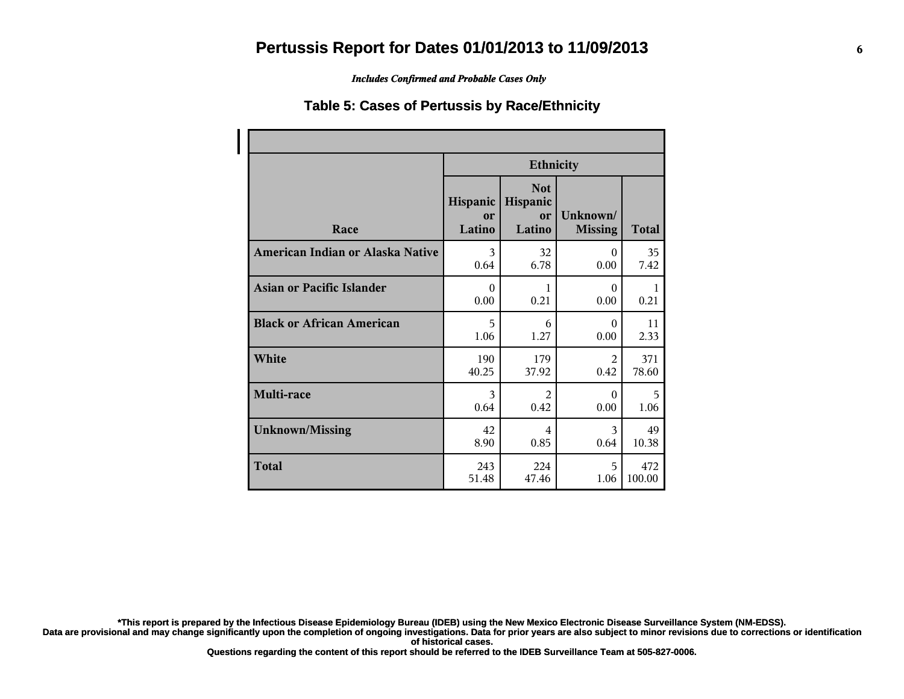# Pertussis Report for Dates 01/01/2013 to 11/09/2013

*Includes Confirmed and Probable Cases Only*

## Table 5: Cases of Pertussis by Race/Ethnicity

| Race | Ethnicity | | | |
|---|---|---|---|---|
| | Hispanic or Latino | Not Hispanic or Latino | Unknown/ Missing | Total |
| **American Indian or Alaska Native** | 3<br>0.64 | 32<br>6.78 | 0<br>0.00 | 35<br>7.42 |
| **Asian or Pacific Islander** | 0<br>0.00 | 1<br>0.21 | 0<br>0.00 | 1<br>0.21 |
| **Black or African American** | 5<br>1.06 | 6<br>1.27 | 0<br>0.00 | 11<br>2.33 |
| **White** | 190<br>40.25 | 179<br>37.92 | 2<br>0.42 | 371<br>78.60 |
| **Multi-race** | 3<br>0.64 | 2<br>0.42 | 0<br>0.00 | 5<br>1.06 |
| **Unknown/Missing** | 42<br>8.90 | 4<br>0.85 | 3<br>0.64 | 49<br>10.38 |
| **Total** | 243<br>51.48 | 224<br>47.46 | 5<br>1.06 | 472<br>100.00 |

**\*This report is prepared by the Infectious Disease Epidemiology Bureau (IDEB) using the New Mexico Electronic Disease Surveillance System (NM-EDSS). Data are provisional and may change significantly upon the completion of ongoing investigations. Data for prior years are also subject to minor revisions due to corrections or identification of historical cases. Questions regarding the content of this report should be referred to the IDEB Surveillance Team at 505-827-0006.**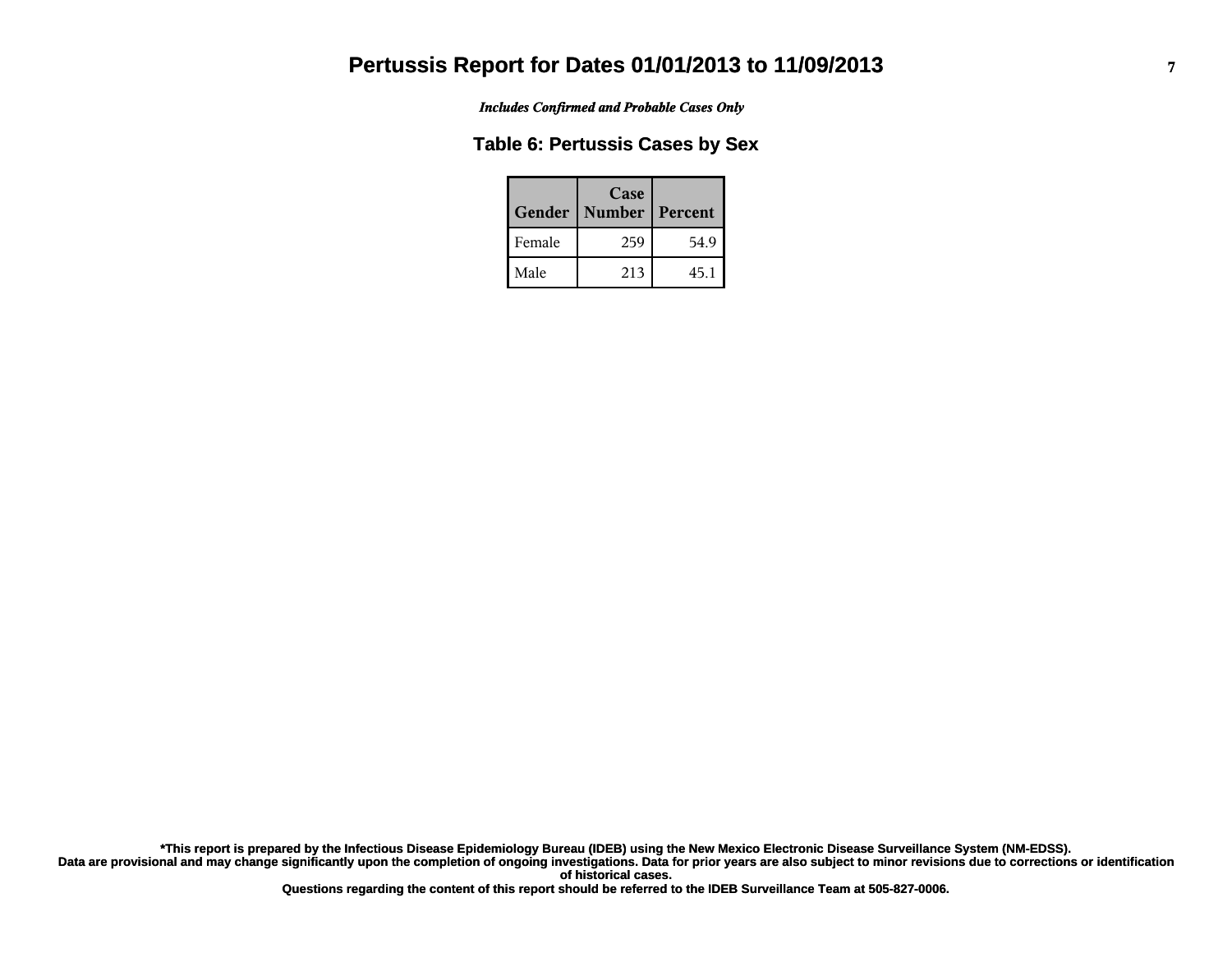# Pertussis Report for Dates 01/01/2013 to 11/09/2013

*Includes Confirmed and Probable Cases Only*

## Table 6: Pertussis Cases by Sex

| Gender | Case Number | Percent |
|---|---|---|
| Female | 259 | 54.9 |
| Male | 213 | 45.1 |

**\*This report is prepared by the Infectious Disease Epidemiology Bureau (IDEB) using the New Mexico Electronic Disease Surveillance System (NM-EDSS).**
**Data are provisional and may change significantly upon the completion of ongoing investigations. Data for prior years are also subject to minor revisions due to corrections or identification of historical cases.**
**Questions regarding the content of this report should be referred to the IDEB Surveillance Team at 505-827-0006.**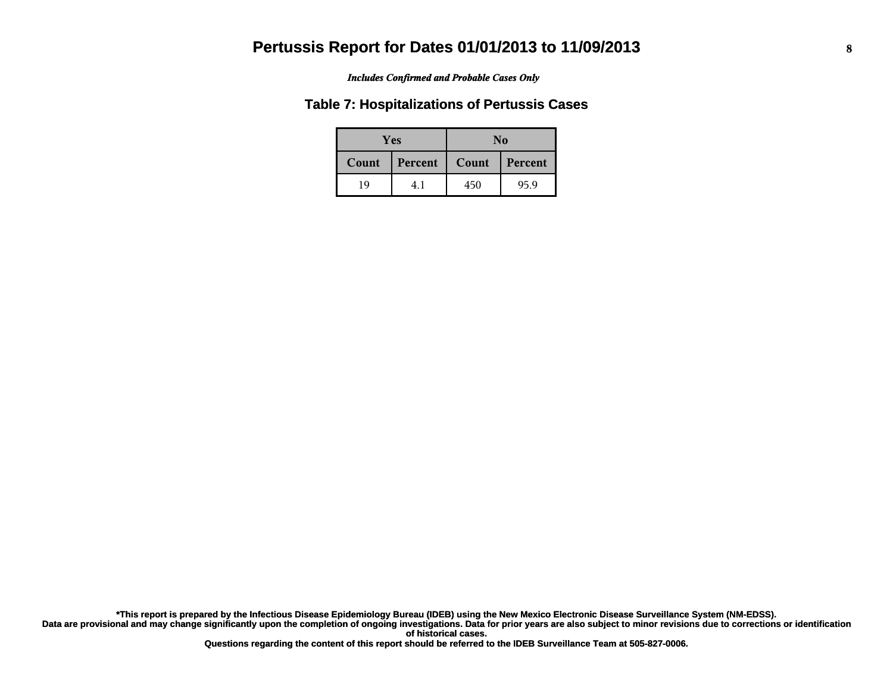# Pertussis Report for Dates 01/01/2013 to 11/09/2013

*Includes Confirmed and Probable Cases Only*

## Table 7: Hospitalizations of Pertussis Cases

| Yes | | No | |
|---|---|---|---|
| Count | Percent | Count | Percent |
| 19 | 4.1 | 450 | 95.9 |

**\*This report is prepared by the Infectious Disease Epidemiology Bureau (IDEB) using the New Mexico Electronic Disease Surveillance System (NM-EDSS).**
**Data are provisional and may change significantly upon the completion of ongoing investigations. Data for prior years are also subject to minor revisions due to corrections or identification of historical cases.**
**Questions regarding the content of this report should be referred to the IDEB Surveillance Team at 505-827-0006.**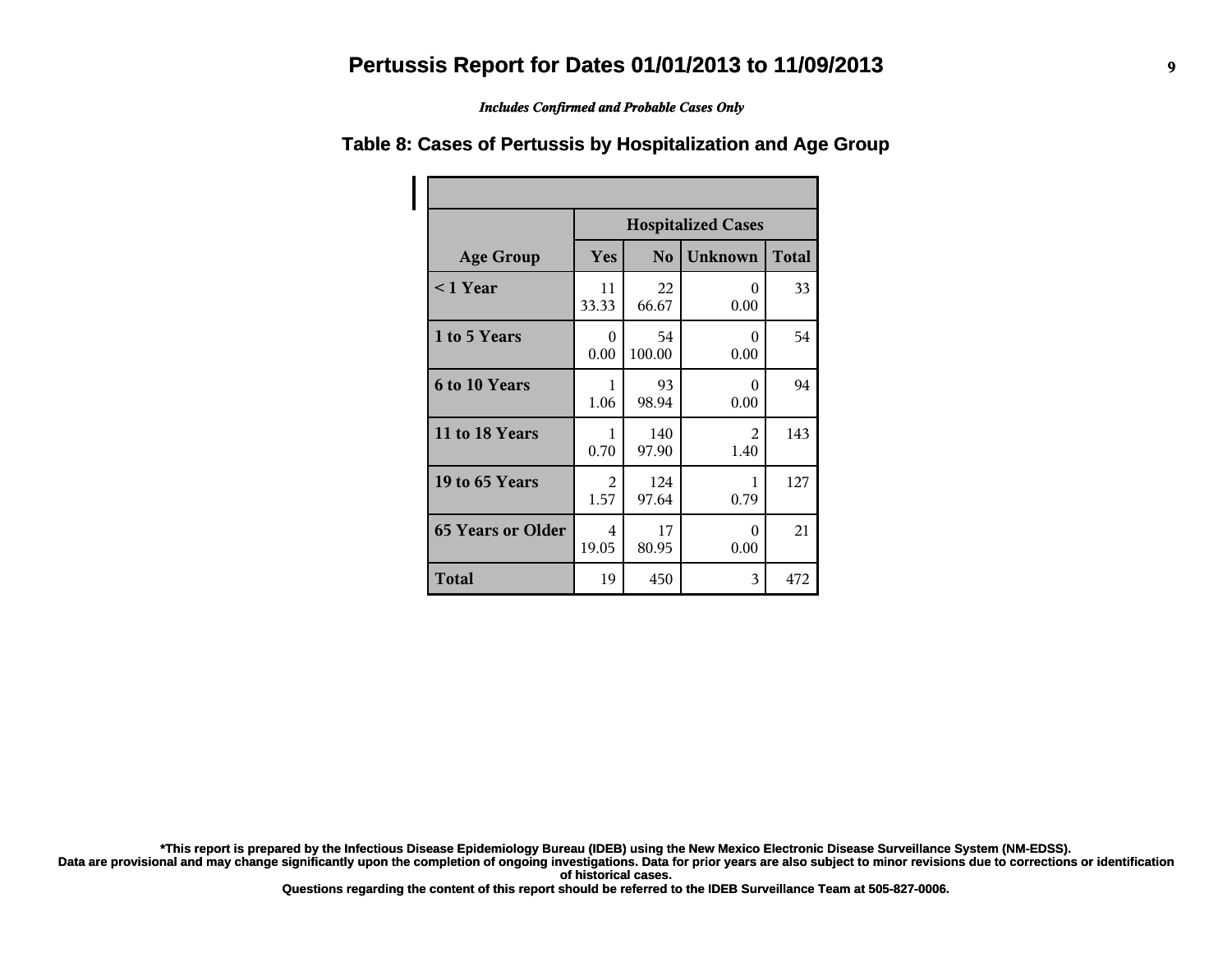# Pertussis Report for Dates 01/01/2013 to 11/09/2013

*Includes Confirmed and Probable Cases Only*

## Table 8: Cases of Pertussis by Hospitalization and Age Group

| | Hospitalized Cases | | | |
|---|---|---|---|---|
| **Age Group** | **Yes** | **No** | **Unknown** | **Total** |
| **< 1 Year** | 11<br>33.33 | 22<br>66.67 | 0<br>0.00 | 33 |
| **1 to 5 Years** | 0<br>0.00 | 54<br>100.00 | 0<br>0.00 | 54 |
| **6 to 10 Years** | 1<br>1.06 | 93<br>98.94 | 0<br>0.00 | 94 |
| **11 to 18 Years** | 1<br>0.70 | 140<br>97.90 | 2<br>1.40 | 143 |
| **19 to 65 Years** | 2<br>1.57 | 124<br>97.64 | 1<br>0.79 | 127 |
| **65 Years or Older** | 4<br>19.05 | 17<br>80.95 | 0<br>0.00 | 21 |
| **Total** | 19 | 450 | 3 | 472 |

**\*This report is prepared by the Infectious Disease Epidemiology Bureau (IDEB) using the New Mexico Electronic Disease Surveillance System (NM-EDSS).**
**Data are provisional and may change significantly upon the completion of ongoing investigations. Data for prior years are also subject to minor revisions due to corrections or identification of historical cases.**
**Questions regarding the content of this report should be referred to the IDEB Surveillance Team at 505-827-0006.**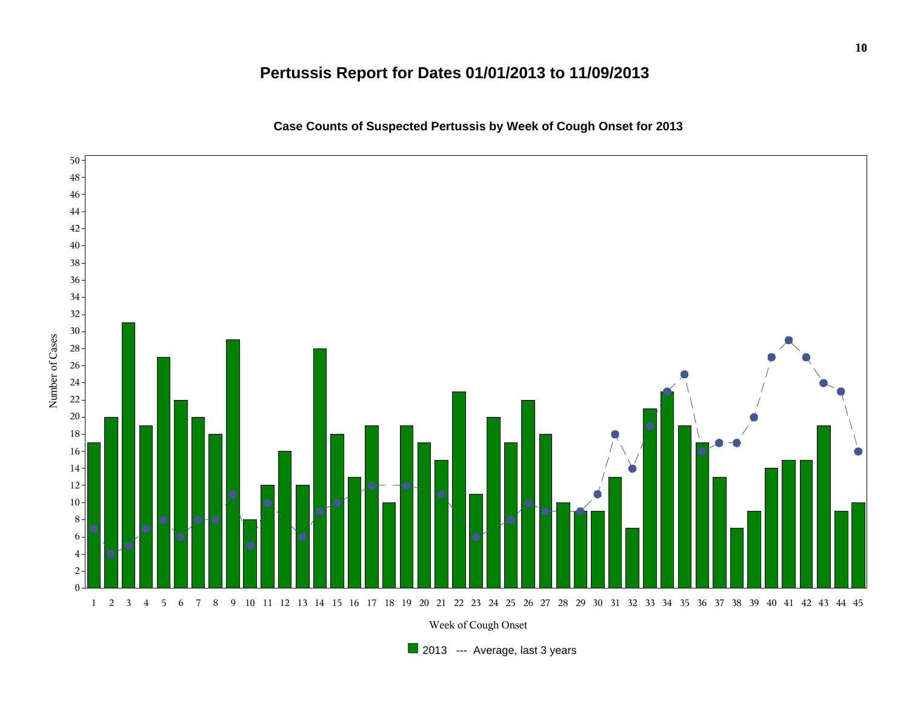# Pertussis Report for Dates 01/01/2013 to 11/09/2013

## Case Counts of Suspected Pertussis by Week of Cough Onset for 2013

Number of Cases

0 2 4 6 8 10 12 14 16 18 20 22 24 26 28 30 32 34 36 38 40 42 44 46 48 50

1 2 3 4 5 6 7 8 9 10 11 12 13 14 15 16 17 18 19 20 21 22 23 24 25 26 27 28 29 30 31 32 33 34 35 36 37 38 39 40 41 42 43 44 45

Week of Cough Onset

2013 --- Average, last 3 years